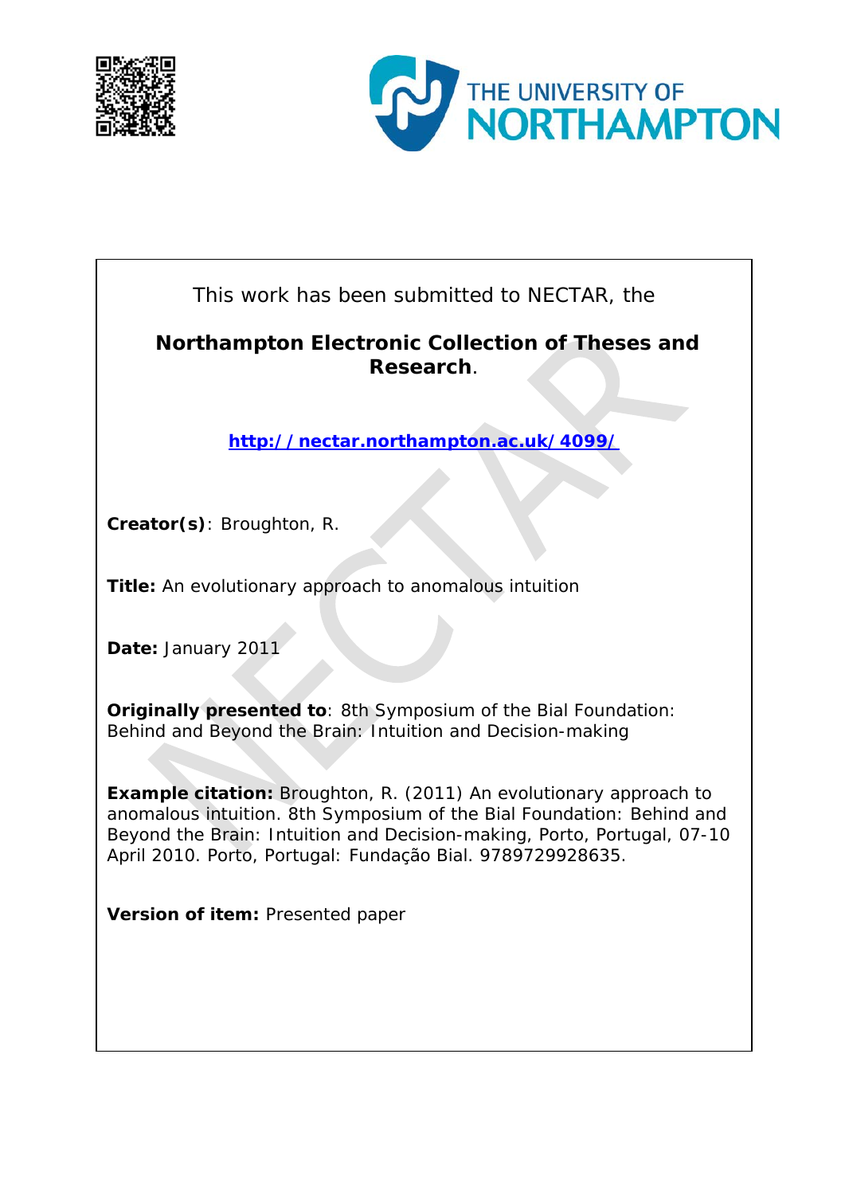THE UNIVERSITY OF NORTHAMPTON

This work has been submitted to NECTAR, the

**Northampton Electronic Collection of Theses and Research**.

**http://nectar.northampton.ac.uk/4099/**

**Creator(s)**: Broughton, R.

**Title:** An evolutionary approach to anomalous intuition

**Date:** January 2011

**Originally presented to**: 8th Symposium of the Bial Foundation: Behind and Beyond the Brain: Intuition and Decision-making

**Example citation:** Broughton, R. (2011) An evolutionary approach to anomalous intuition. 8th Symposium of the Bial Foundation: Behind and Beyond the Brain: Intuition and Decision-making, Porto, Portugal, 07-10 April 2010. Porto, Portugal: Fundação Bial. 9789729928635.

**Version of item:** Presented paper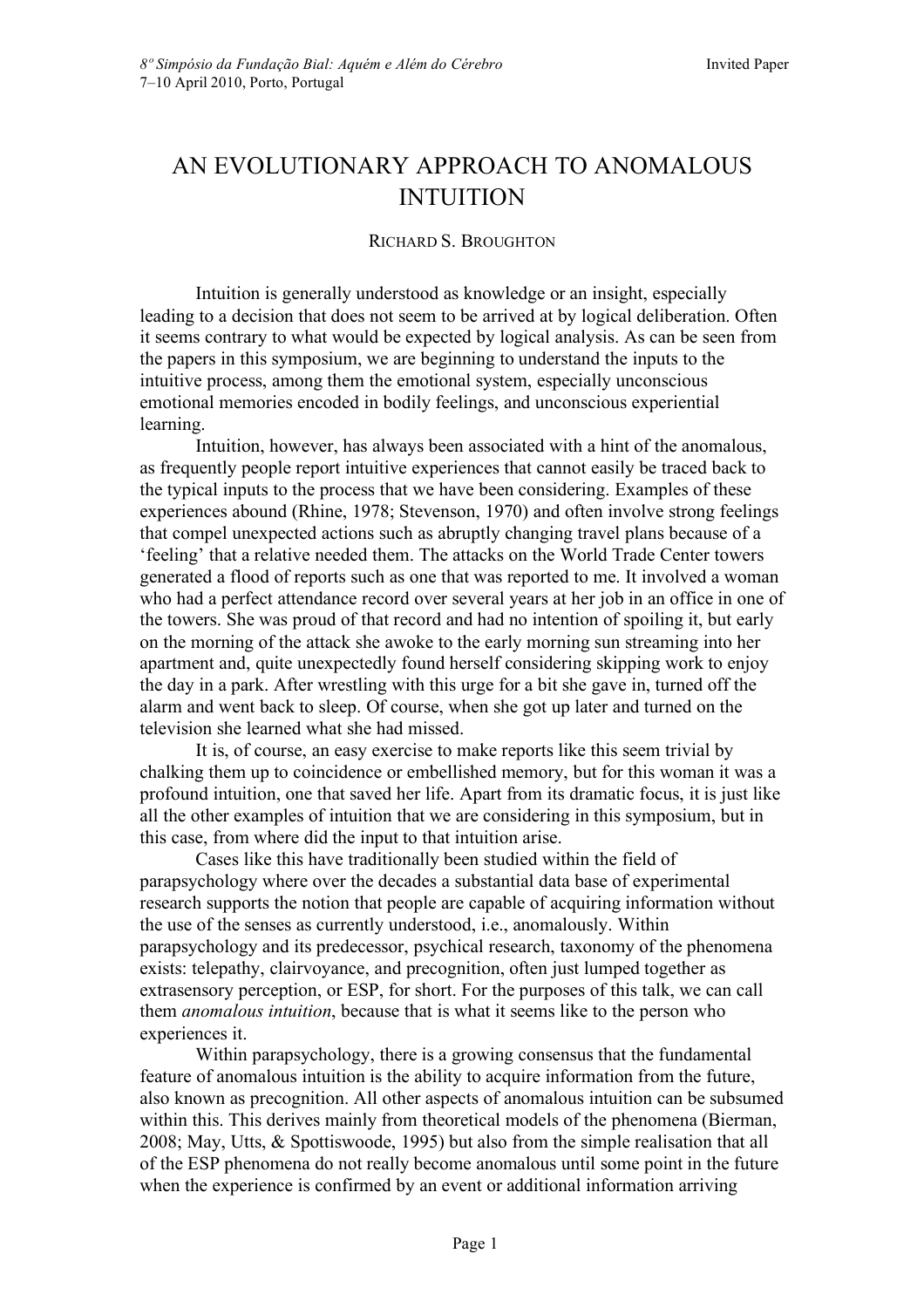# AN EVOLUTIONARY APPROACH TO ANOMALOUS INTUITION

RICHARD S. BROUGHTON

Intuition is generally understood as knowledge or an insight, especially leading to a decision that does not seem to be arrived at by logical deliberation. Often it seems contrary to what would be expected by logical analysis. As can be seen from the papers in this symposium, we are beginning to understand the inputs to the intuitive process, among them the emotional system, especially unconscious emotional memories encoded in bodily feelings, and unconscious experiential learning.

Intuition, however, has always been associated with a hint of the anomalous, as frequently people report intuitive experiences that cannot easily be traced back to the typical inputs to the process that we have been considering. Examples of these experiences abound (Rhine, 1978; Stevenson, 1970) and often involve strong feelings that compel unexpected actions such as abruptly changing travel plans because of a 'feeling' that a relative needed them. The attacks on the World Trade Center towers generated a flood of reports such as one that was reported to me. It involved a woman who had a perfect attendance record over several years at her job in an office in one of the towers. She was proud of that record and had no intention of spoiling it, but early on the morning of the attack she awoke to the early morning sun streaming into her apartment and, quite unexpectedly found herself considering skipping work to enjoy the day in a park. After wrestling with this urge for a bit she gave in, turned off the alarm and went back to sleep. Of course, when she got up later and turned on the television she learned what she had missed.

It is, of course, an easy exercise to make reports like this seem trivial by chalking them up to coincidence or embellished memory, but for this woman it was a profound intuition, one that saved her life. Apart from its dramatic focus, it is just like all the other examples of intuition that we are considering in this symposium, but in this case, from where did the input to that intuition arise.

Cases like this have traditionally been studied within the field of parapsychology where over the decades a substantial data base of experimental research supports the notion that people are capable of acquiring information without the use of the senses as currently understood, i.e., anomalously. Within parapsychology and its predecessor, psychical research, taxonomy of the phenomena exists: telepathy, clairvoyance, and precognition, often just lumped together as extrasensory perception, or ESP, for short. For the purposes of this talk, we can call them *anomalous intuition*, because that is what it seems like to the person who experiences it.

Within parapsychology, there is a growing consensus that the fundamental feature of anomalous intuition is the ability to acquire information from the future, also known as precognition. All other aspects of anomalous intuition can be subsumed within this. This derives mainly from theoretical models of the phenomena (Bierman, 2008; May, Utts, & Spottiswoode, 1995) but also from the simple realisation that all of the ESP phenomena do not really become anomalous until some point in the future when the experience is confirmed by an event or additional information arriving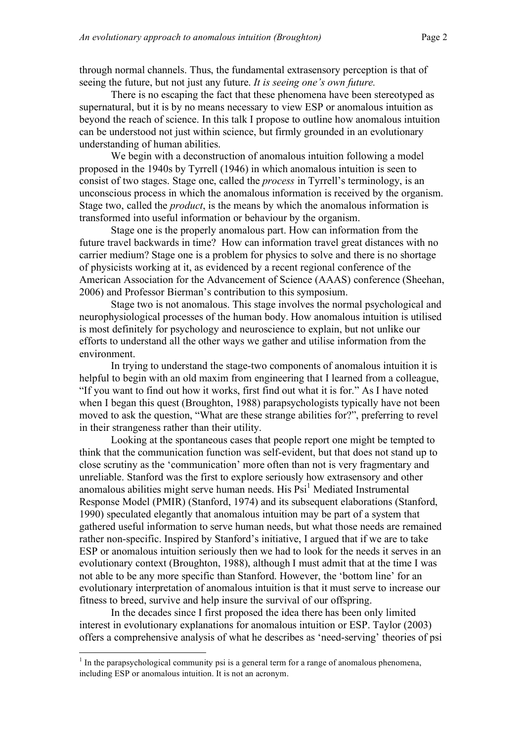through normal channels. Thus, the fundamental extrasensory perception is that of seeing the future, but not just any future. *It is seeing one's own future.*

There is no escaping the fact that these phenomena have been stereotyped as supernatural, but it is by no means necessary to view ESP or anomalous intuition as beyond the reach of science. In this talk I propose to outline how anomalous intuition can be understood not just within science, but firmly grounded in an evolutionary understanding of human abilities.

We begin with a deconstruction of anomalous intuition following a model proposed in the 1940s by Tyrrell (1946) in which anomalous intuition is seen to consist of two stages. Stage one, called the *process* in Tyrrell's terminology, is an unconscious process in which the anomalous information is received by the organism. Stage two, called the *product*, is the means by which the anomalous information is transformed into useful information or behaviour by the organism.

Stage one is the properly anomalous part. How can information from the future travel backwards in time? How can information travel great distances with no carrier medium? Stage one is a problem for physics to solve and there is no shortage of physicists working at it, as evidenced by a recent regional conference of the American Association for the Advancement of Science (AAAS) conference (Sheehan, 2006) and Professor Bierman's contribution to this symposium.

Stage two is not anomalous. This stage involves the normal psychological and neurophysiological processes of the human body. How anomalous intuition is utilised is most definitely for psychology and neuroscience to explain, but not unlike our efforts to understand all the other ways we gather and utilise information from the environment.

In trying to understand the stage-two components of anomalous intuition it is helpful to begin with an old maxim from engineering that I learned from a colleague, "If you want to find out how it works, first find out what it is for." As I have noted when I began this quest (Broughton, 1988) parapsychologists typically have not been moved to ask the question, "What are these strange abilities for?", preferring to revel in their strangeness rather than their utility.

Looking at the spontaneous cases that people report one might be tempted to think that the communication function was self-evident, but that does not stand up to close scrutiny as the 'communication' more often than not is very fragmentary and unreliable. Stanford was the first to explore seriously how extrasensory and other anomalous abilities might serve human needs. His Psi[1] Mediated Instrumental Response Model (PMIR) (Stanford, 1974) and its subsequent elaborations (Stanford, 1990) speculated elegantly that anomalous intuition may be part of a system that gathered useful information to serve human needs, but what those needs are remained rather non-specific. Inspired by Stanford's initiative, I argued that if we are to take ESP or anomalous intuition seriously then we had to look for the needs it serves in an evolutionary context (Broughton, 1988), although I must admit that at the time I was not able to be any more specific than Stanford. However, the 'bottom line' for an evolutionary interpretation of anomalous intuition is that it must serve to increase our fitness to breed, survive and help insure the survival of our offspring.

In the decades since I first proposed the idea there has been only limited interest in evolutionary explanations for anomalous intuition or ESP. Taylor (2003) offers a comprehensive analysis of what he describes as 'need-serving' theories of psi

[1] In the parapsychological community psi is a general term for a range of anomalous phenomena, including ESP or anomalous intuition. It is not an acronym.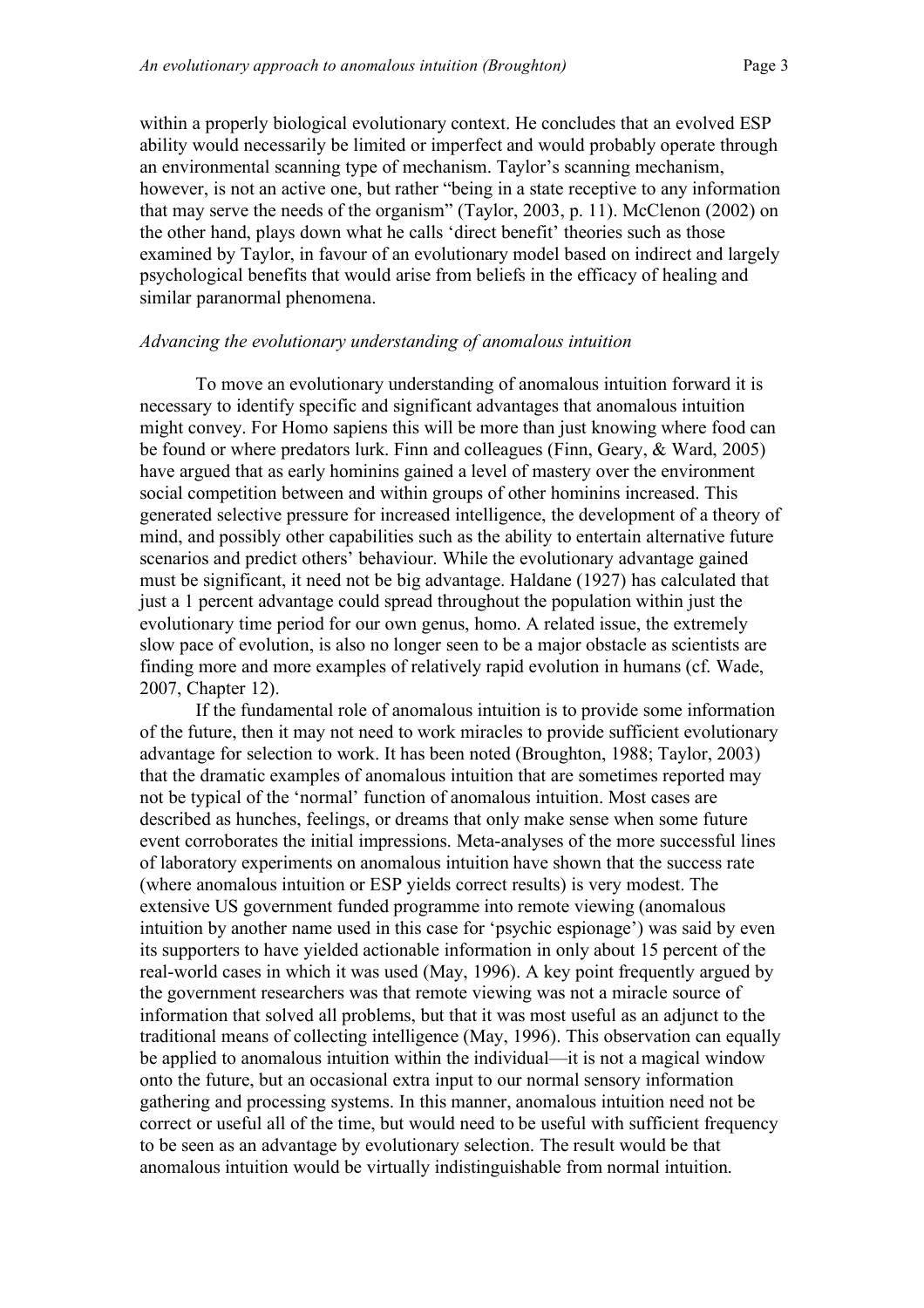within a properly biological evolutionary context. He concludes that an evolved ESP ability would necessarily be limited or imperfect and would probably operate through an environmental scanning type of mechanism. Taylor's scanning mechanism, however, is not an active one, but rather "being in a state receptive to any information that may serve the needs of the organism" (Taylor, 2003, p. 11). McClenon (2002) on the other hand, plays down what he calls 'direct benefit' theories such as those examined by Taylor, in favour of an evolutionary model based on indirect and largely psychological benefits that would arise from beliefs in the efficacy of healing and similar paranormal phenomena.

*Advancing the evolutionary understanding of anomalous intuition*

To move an evolutionary understanding of anomalous intuition forward it is necessary to identify specific and significant advantages that anomalous intuition might convey. For Homo sapiens this will be more than just knowing where food can be found or where predators lurk. Finn and colleagues (Finn, Geary, & Ward, 2005) have argued that as early hominins gained a level of mastery over the environment social competition between and within groups of other hominins increased. This generated selective pressure for increased intelligence, the development of a theory of mind, and possibly other capabilities such as the ability to entertain alternative future scenarios and predict others' behaviour. While the evolutionary advantage gained must be significant, it need not be big advantage. Haldane (1927) has calculated that just a 1 percent advantage could spread throughout the population within just the evolutionary time period for our own genus, homo. A related issue, the extremely slow pace of evolution, is also no longer seen to be a major obstacle as scientists are finding more and more examples of relatively rapid evolution in humans (cf. Wade, 2007, Chapter 12).

If the fundamental role of anomalous intuition is to provide some information of the future, then it may not need to work miracles to provide sufficient evolutionary advantage for selection to work. It has been noted (Broughton, 1988; Taylor, 2003) that the dramatic examples of anomalous intuition that are sometimes reported may not be typical of the 'normal' function of anomalous intuition. Most cases are described as hunches, feelings, or dreams that only make sense when some future event corroborates the initial impressions. Meta-analyses of the more successful lines of laboratory experiments on anomalous intuition have shown that the success rate (where anomalous intuition or ESP yields correct results) is very modest. The extensive US government funded programme into remote viewing (anomalous intuition by another name used in this case for 'psychic espionage') was said by even its supporters to have yielded actionable information in only about 15 percent of the real-world cases in which it was used (May, 1996). A key point frequently argued by the government researchers was that remote viewing was not a miracle source of information that solved all problems, but that it was most useful as an adjunct to the traditional means of collecting intelligence (May, 1996). This observation can equally be applied to anomalous intuition within the individual—it is not a magical window onto the future, but an occasional extra input to our normal sensory information gathering and processing systems. In this manner, anomalous intuition need not be correct or useful all of the time, but would need to be useful with sufficient frequency to be seen as an advantage by evolutionary selection. The result would be that anomalous intuition would be virtually indistinguishable from normal intuition.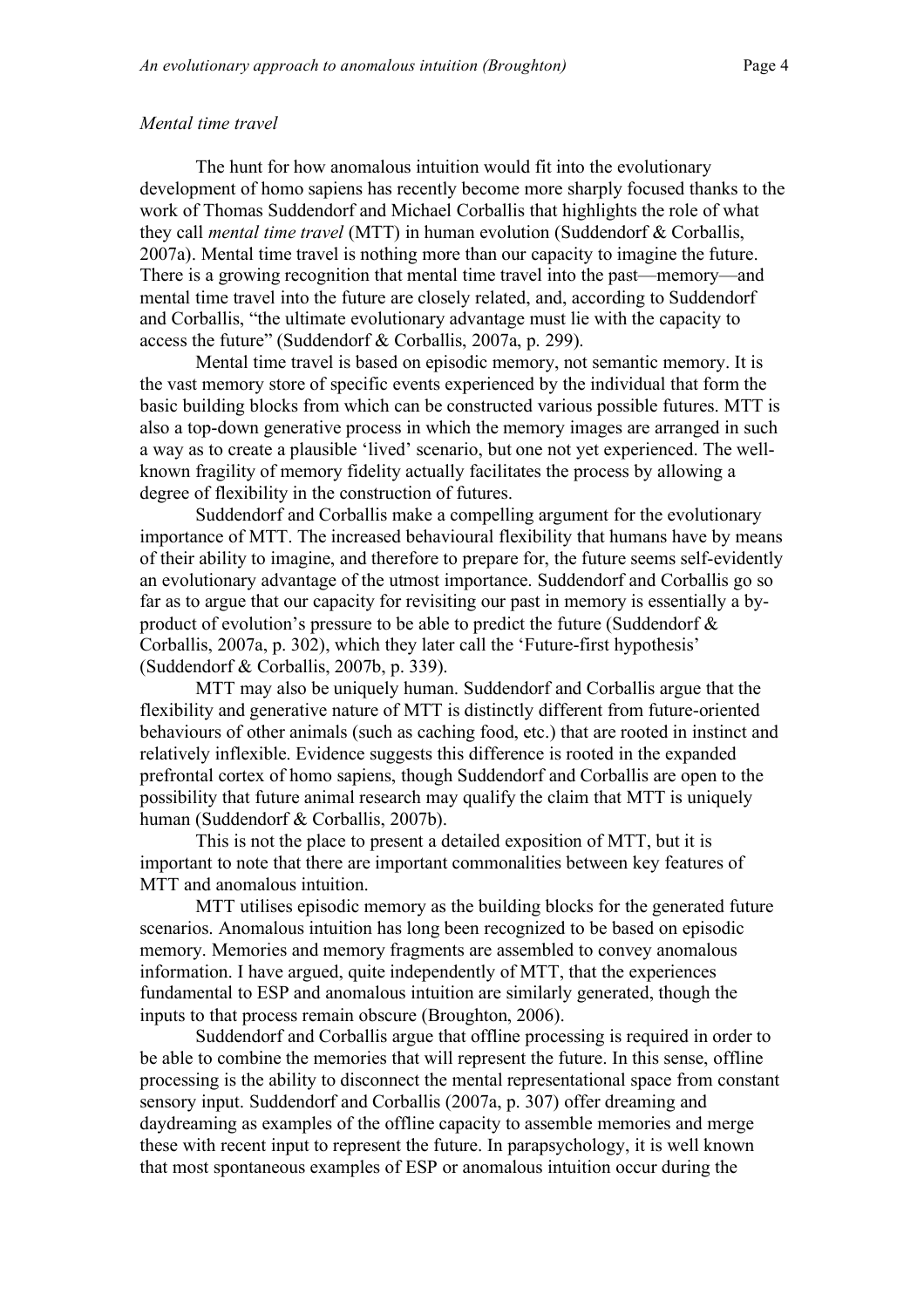*Mental time travel*

The hunt for how anomalous intuition would fit into the evolutionary development of homo sapiens has recently become more sharply focused thanks to the work of Thomas Suddendorf and Michael Corballis that highlights the role of what they call *mental time travel* (MTT) in human evolution (Suddendorf & Corballis, 2007a). Mental time travel is nothing more than our capacity to imagine the future. There is a growing recognition that mental time travel into the past—memory—and mental time travel into the future are closely related, and, according to Suddendorf and Corballis, "the ultimate evolutionary advantage must lie with the capacity to access the future" (Suddendorf & Corballis, 2007a, p. 299).

Mental time travel is based on episodic memory, not semantic memory. It is the vast memory store of specific events experienced by the individual that form the basic building blocks from which can be constructed various possible futures. MTT is also a top-down generative process in which the memory images are arranged in such a way as to create a plausible 'lived' scenario, but one not yet experienced. The well-known fragility of memory fidelity actually facilitates the process by allowing a degree of flexibility in the construction of futures.

Suddendorf and Corballis make a compelling argument for the evolutionary importance of MTT. The increased behavioural flexibility that humans have by means of their ability to imagine, and therefore to prepare for, the future seems self-evidently an evolutionary advantage of the utmost importance. Suddendorf and Corballis go so far as to argue that our capacity for revisiting our past in memory is essentially a by-product of evolution's pressure to be able to predict the future (Suddendorf & Corballis, 2007a, p. 302), which they later call the 'Future-first hypothesis' (Suddendorf & Corballis, 2007b, p. 339).

MTT may also be uniquely human. Suddendorf and Corballis argue that the flexibility and generative nature of MTT is distinctly different from future-oriented behaviours of other animals (such as caching food, etc.) that are rooted in instinct and relatively inflexible. Evidence suggests this difference is rooted in the expanded prefrontal cortex of homo sapiens, though Suddendorf and Corballis are open to the possibility that future animal research may qualify the claim that MTT is uniquely human (Suddendorf & Corballis, 2007b).

This is not the place to present a detailed exposition of MTT, but it is important to note that there are important commonalities between key features of MTT and anomalous intuition.

MTT utilises episodic memory as the building blocks for the generated future scenarios. Anomalous intuition has long been recognized to be based on episodic memory. Memories and memory fragments are assembled to convey anomalous information. I have argued, quite independently of MTT, that the experiences fundamental to ESP and anomalous intuition are similarly generated, though the inputs to that process remain obscure (Broughton, 2006).

Suddendorf and Corballis argue that offline processing is required in order to be able to combine the memories that will represent the future. In this sense, offline processing is the ability to disconnect the mental representational space from constant sensory input. Suddendorf and Corballis (2007a, p. 307) offer dreaming and daydreaming as examples of the offline capacity to assemble memories and merge these with recent input to represent the future. In parapsychology, it is well known that most spontaneous examples of ESP or anomalous intuition occur during the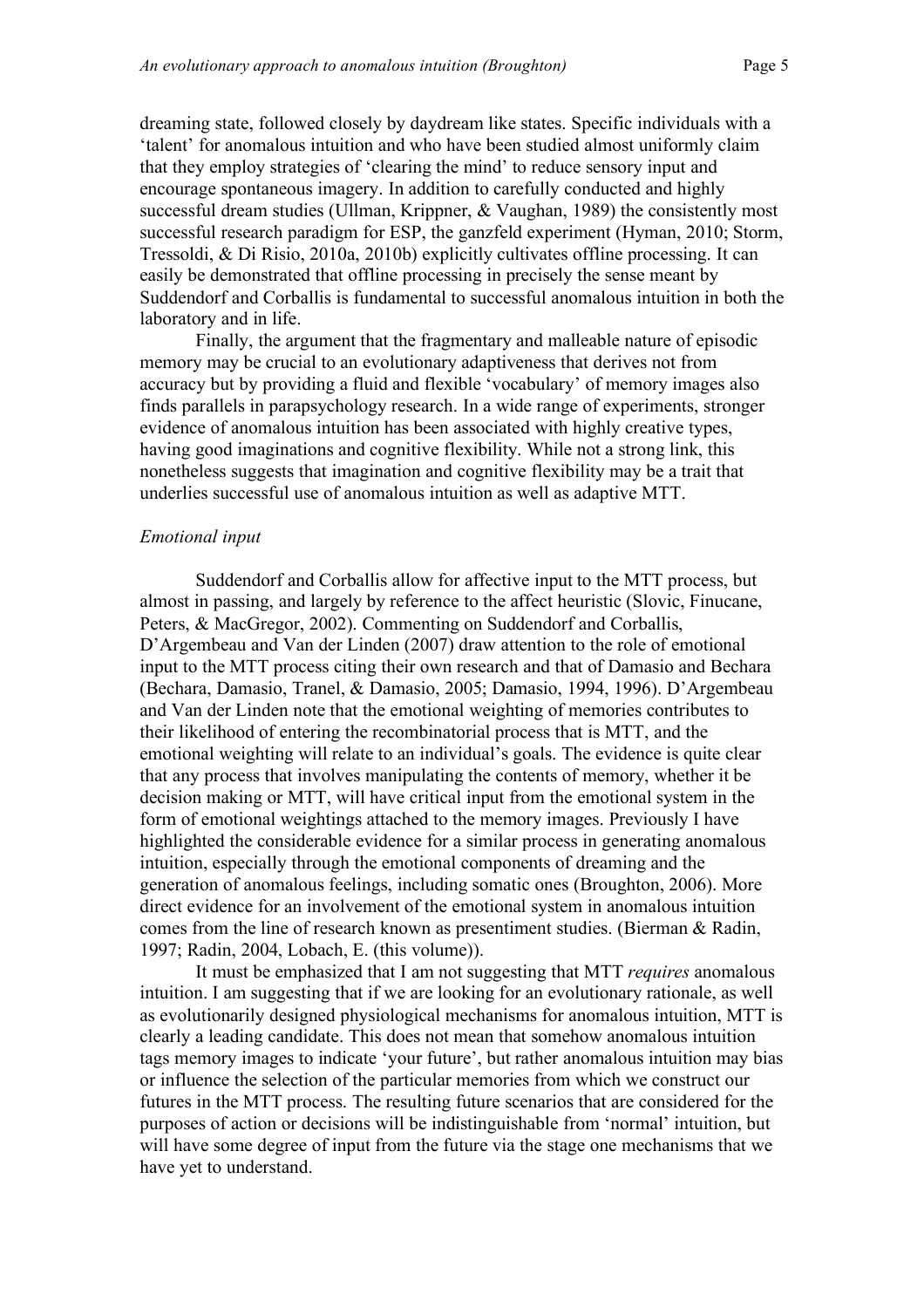dreaming state, followed closely by daydream like states. Specific individuals with a 'talent' for anomalous intuition and who have been studied almost uniformly claim that they employ strategies of 'clearing the mind' to reduce sensory input and encourage spontaneous imagery. In addition to carefully conducted and highly successful dream studies (Ullman, Krippner, & Vaughan, 1989) the consistently most successful research paradigm for ESP, the ganzfeld experiment (Hyman, 2010; Storm, Tressoldi, & Di Risio, 2010a, 2010b) explicitly cultivates offline processing. It can easily be demonstrated that offline processing in precisely the sense meant by Suddendorf and Corballis is fundamental to successful anomalous intuition in both the laboratory and in life.

Finally, the argument that the fragmentary and malleable nature of episodic memory may be crucial to an evolutionary adaptiveness that derives not from accuracy but by providing a fluid and flexible 'vocabulary' of memory images also finds parallels in parapsychology research. In a wide range of experiments, stronger evidence of anomalous intuition has been associated with highly creative types, having good imaginations and cognitive flexibility. While not a strong link, this nonetheless suggests that imagination and cognitive flexibility may be a trait that underlies successful use of anomalous intuition as well as adaptive MTT.

*Emotional input*

Suddendorf and Corballis allow for affective input to the MTT process, but almost in passing, and largely by reference to the affect heuristic (Slovic, Finucane, Peters, & MacGregor, 2002). Commenting on Suddendorf and Corballis, D'Argembeau and Van der Linden (2007) draw attention to the role of emotional input to the MTT process citing their own research and that of Damasio and Bechara (Bechara, Damasio, Tranel, & Damasio, 2005; Damasio, 1994, 1996). D'Argembeau and Van der Linden note that the emotional weighting of memories contributes to their likelihood of entering the recombinatorial process that is MTT, and the emotional weighting will relate to an individual's goals. The evidence is quite clear that any process that involves manipulating the contents of memory, whether it be decision making or MTT, will have critical input from the emotional system in the form of emotional weightings attached to the memory images. Previously I have highlighted the considerable evidence for a similar process in generating anomalous intuition, especially through the emotional components of dreaming and the generation of anomalous feelings, including somatic ones (Broughton, 2006). More direct evidence for an involvement of the emotional system in anomalous intuition comes from the line of research known as presentiment studies. (Bierman & Radin, 1997; Radin, 2004, Lobach, E. (this volume)).

It must be emphasized that I am not suggesting that MTT *requires* anomalous intuition. I am suggesting that if we are looking for an evolutionary rationale, as well as evolutionarily designed physiological mechanisms for anomalous intuition, MTT is clearly a leading candidate. This does not mean that somehow anomalous intuition tags memory images to indicate 'your future', but rather anomalous intuition may bias or influence the selection of the particular memories from which we construct our futures in the MTT process. The resulting future scenarios that are considered for the purposes of action or decisions will be indistinguishable from 'normal' intuition, but will have some degree of input from the future via the stage one mechanisms that we have yet to understand.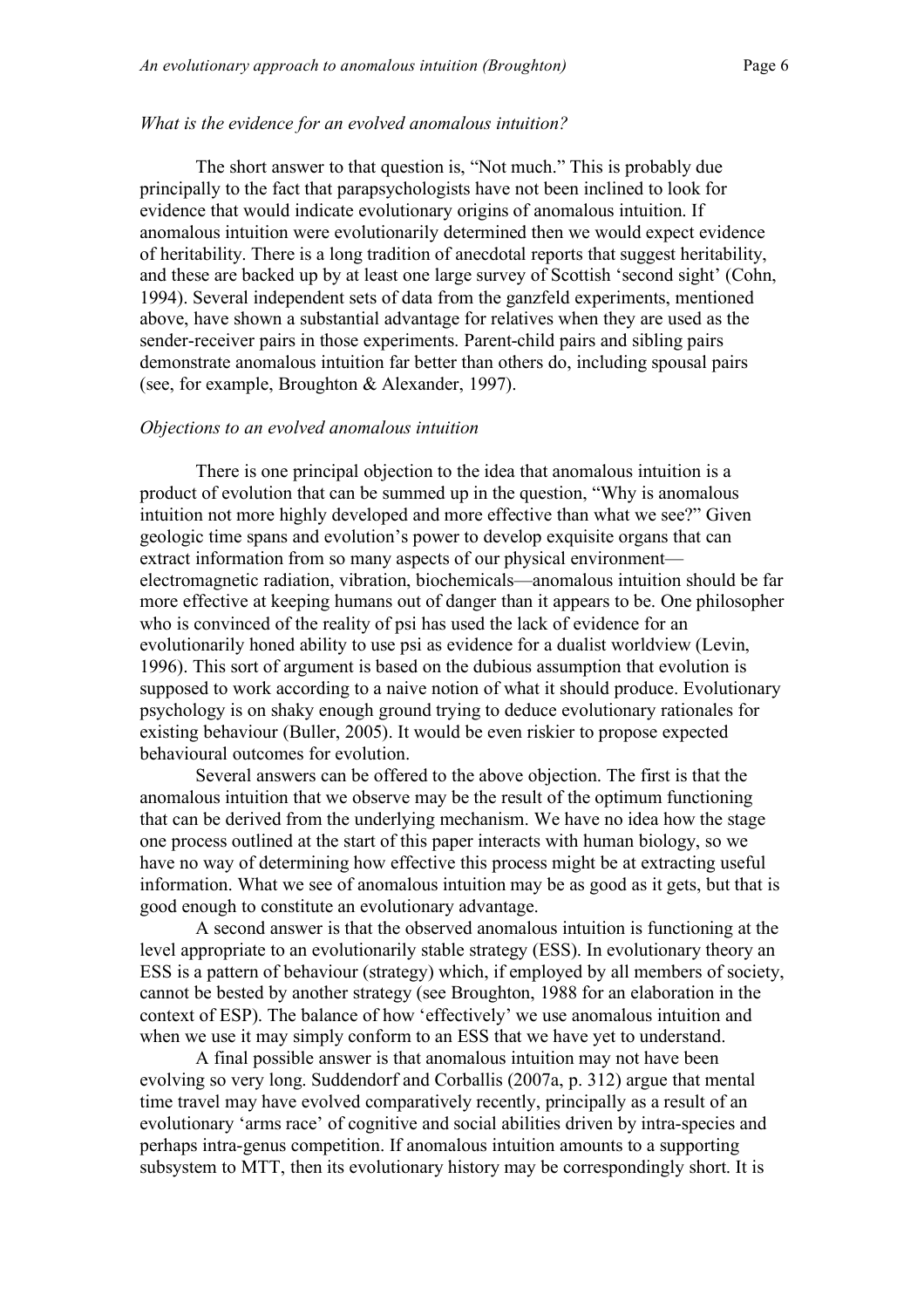*What is the evidence for an evolved anomalous intuition?*

The short answer to that question is, "Not much." This is probably due principally to the fact that parapsychologists have not been inclined to look for evidence that would indicate evolutionary origins of anomalous intuition. If anomalous intuition were evolutionarily determined then we would expect evidence of heritability. There is a long tradition of anecdotal reports that suggest heritability, and these are backed up by at least one large survey of Scottish 'second sight' (Cohn, 1994). Several independent sets of data from the ganzfeld experiments, mentioned above, have shown a substantial advantage for relatives when they are used as the sender-receiver pairs in those experiments. Parent-child pairs and sibling pairs demonstrate anomalous intuition far better than others do, including spousal pairs (see, for example, Broughton & Alexander, 1997).

*Objections to an evolved anomalous intuition*

There is one principal objection to the idea that anomalous intuition is a product of evolution that can be summed up in the question, "Why is anomalous intuition not more highly developed and more effective than what we see?" Given geologic time spans and evolution's power to develop exquisite organs that can extract information from so many aspects of our physical environment—electromagnetic radiation, vibration, biochemicals—anomalous intuition should be far more effective at keeping humans out of danger than it appears to be. One philosopher who is convinced of the reality of psi has used the lack of evidence for an evolutionarily honed ability to use psi as evidence for a dualist worldview (Levin, 1996). This sort of argument is based on the dubious assumption that evolution is supposed to work according to a naive notion of what it should produce. Evolutionary psychology is on shaky enough ground trying to deduce evolutionary rationales for existing behaviour (Buller, 2005). It would be even riskier to propose expected behavioural outcomes for evolution.

Several answers can be offered to the above objection. The first is that the anomalous intuition that we observe may be the result of the optimum functioning that can be derived from the underlying mechanism. We have no idea how the stage one process outlined at the start of this paper interacts with human biology, so we have no way of determining how effective this process might be at extracting useful information. What we see of anomalous intuition may be as good as it gets, but that is good enough to constitute an evolutionary advantage.

A second answer is that the observed anomalous intuition is functioning at the level appropriate to an evolutionarily stable strategy (ESS). In evolutionary theory an ESS is a pattern of behaviour (strategy) which, if employed by all members of society, cannot be bested by another strategy (see Broughton, 1988 for an elaboration in the context of ESP). The balance of how 'effectively' we use anomalous intuition and when we use it may simply conform to an ESS that we have yet to understand.

A final possible answer is that anomalous intuition may not have been evolving so very long. Suddendorf and Corballis (2007a, p. 312) argue that mental time travel may have evolved comparatively recently, principally as a result of an evolutionary 'arms race' of cognitive and social abilities driven by intra-species and perhaps intra-genus competition. If anomalous intuition amounts to a supporting subsystem to MTT, then its evolutionary history may be correspondingly short. It is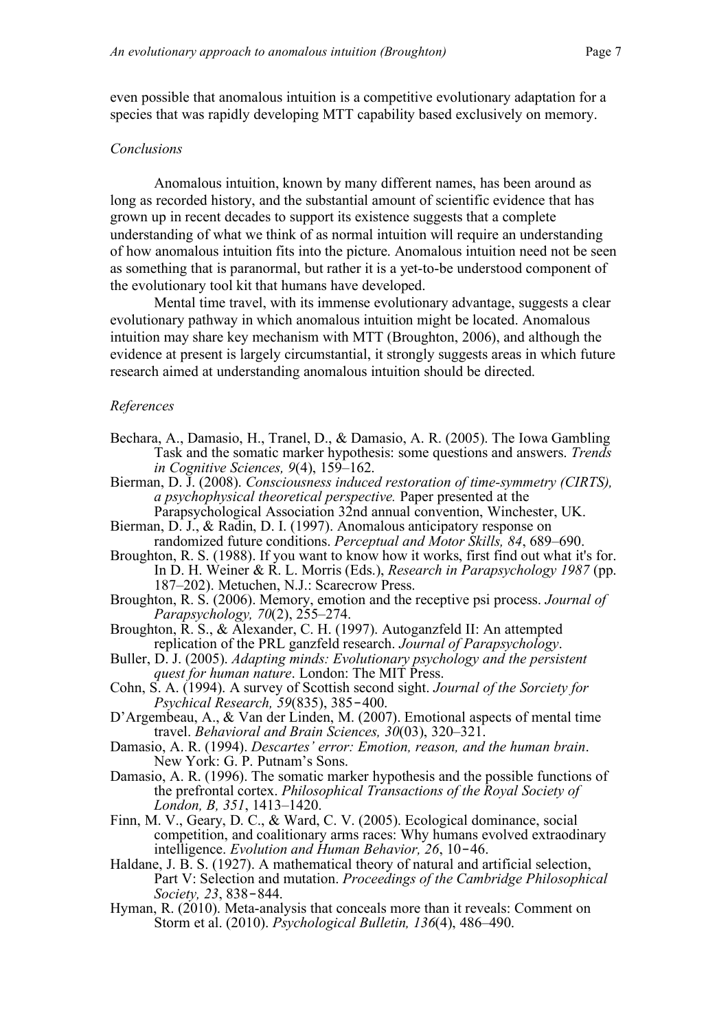even possible that anomalous intuition is a competitive evolutionary adaptation for a species that was rapidly developing MTT capability based exclusively on memory.

### *Conclusions*

Anomalous intuition, known by many different names, has been around as long as recorded history, and the substantial amount of scientific evidence that has grown up in recent decades to support its existence suggests that a complete understanding of what we think of as normal intuition will require an understanding of how anomalous intuition fits into the picture. Anomalous intuition need not be seen as something that is paranormal, but rather it is a yet-to-be understood component of the evolutionary tool kit that humans have developed.

Mental time travel, with its immense evolutionary advantage, suggests a clear evolutionary pathway in which anomalous intuition might be located. Anomalous intuition may share key mechanism with MTT (Broughton, 2006), and although the evidence at present is largely circumstantial, it strongly suggests areas in which future research aimed at understanding anomalous intuition should be directed.

### *References*

Bechara, A., Damasio, H., Tranel, D., & Damasio, A. R. (2005). The Iowa Gambling Task and the somatic marker hypothesis: some questions and answers. *Trends in Cognitive Sciences, 9*(4), 159–162.

Bierman, D. J. (2008). *Consciousness induced restoration of time-symmetry (CIRTS), a psychophysical theoretical perspective.* Paper presented at the Parapsychological Association 32nd annual convention, Winchester, UK.

Bierman, D. J., & Radin, D. I. (1997). Anomalous anticipatory response on randomized future conditions. *Perceptual and Motor Skills, 84*, 689–690.

Broughton, R. S. (1988). If you want to know how it works, first find out what it's for. In D. H. Weiner & R. L. Morris (Eds.), *Research in Parapsychology 1987* (pp. 187–202). Metuchen, N.J.: Scarecrow Press.

Broughton, R. S. (2006). Memory, emotion and the receptive psi process. *Journal of Parapsychology, 70*(2), 255–274.

Broughton, R. S., & Alexander, C. H. (1997). Autoganzfeld II: An attempted replication of the PRL ganzfeld research. *Journal of Parapsychology*.

Buller, D. J. (2005). *Adapting minds: Evolutionary psychology and the persistent quest for human nature*. London: The MIT Press.

Cohn, S. A. (1994). A survey of Scottish second sight. *Journal of the Sorciety for Psychical Research, 59*(835), 385-400.

D'Argembeau, A., & Van der Linden, M. (2007). Emotional aspects of mental time travel. *Behavioral and Brain Sciences, 30*(03), 320–321.

Damasio, A. R. (1994). *Descartes' error: Emotion, reason, and the human brain*. New York: G. P. Putnam's Sons.

Damasio, A. R. (1996). The somatic marker hypothesis and the possible functions of the prefrontal cortex. *Philosophical Transactions of the Royal Society of London, B, 351*, 1413–1420.

Finn, M. V., Geary, D. C., & Ward, C. V. (2005). Ecological dominance, social competition, and coalitionary arms races: Why humans evolved extraodinary intelligence. *Evolution and Human Behavior, 26*, 10-46.

Haldane, J. B. S. (1927). A mathematical theory of natural and artificial selection, Part V: Selection and mutation. *Proceedings of the Cambridge Philosophical Society, 23*, 838-844.

Hyman, R. (2010). Meta-analysis that conceals more than it reveals: Comment on Storm et al. (2010). *Psychological Bulletin, 136*(4), 486–490.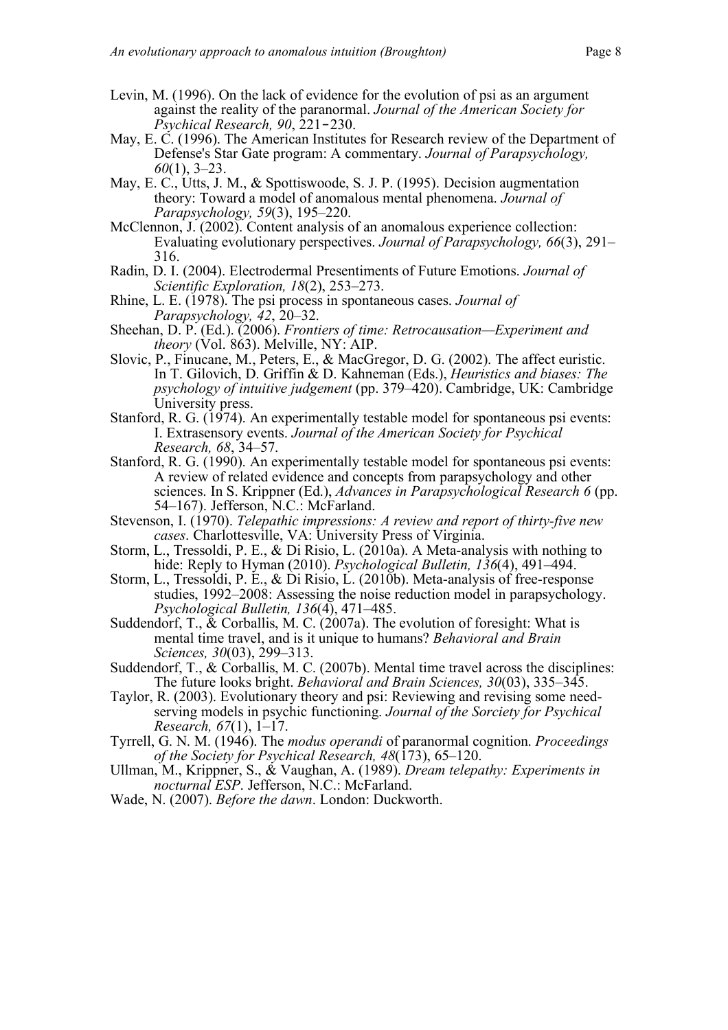Levin, M. (1996). On the lack of evidence for the evolution of psi as an argument against the reality of the paranormal. *Journal of the American Society for Psychical Research, 90*, 221‑230.

May, E. C. (1996). The American Institutes for Research review of the Department of Defense's Star Gate program: A commentary. *Journal of Parapsychology, 60*(1), 3–23.

May, E. C., Utts, J. M., & Spottiswoode, S. J. P. (1995). Decision augmentation theory: Toward a model of anomalous mental phenomena. *Journal of Parapsychology, 59*(3), 195–220.

McClennon, J. (2002). Content analysis of an anomalous experience collection: Evaluating evolutionary perspectives. *Journal of Parapsychology, 66*(3), 291–316.

Radin, D. I. (2004). Electrodermal Presentiments of Future Emotions. *Journal of Scientific Exploration, 18*(2), 253–273.

Rhine, L. E. (1978). The psi process in spontaneous cases. *Journal of Parapsychology, 42*, 20–32.

Sheehan, D. P. (Ed.). (2006). *Frontiers of time: Retrocausation—Experiment and theory* (Vol. 863). Melville, NY: AIP.

Slovic, P., Finucane, M., Peters, E., & MacGregor, D. G. (2002). The affect euristic. In T. Gilovich, D. Griffin & D. Kahneman (Eds.), *Heuristics and biases: The psychology of intuitive judgement* (pp. 379–420). Cambridge, UK: Cambridge University press.

Stanford, R. G. (1974). An experimentally testable model for spontaneous psi events: I. Extrasensory events. *Journal of the American Society for Psychical Research, 68*, 34–57.

Stanford, R. G. (1990). An experimentally testable model for spontaneous psi events: A review of related evidence and concepts from parapsychology and other sciences. In S. Krippner (Ed.), *Advances in Parapsychological Research 6* (pp. 54–167). Jefferson, N.C.: McFarland.

Stevenson, I. (1970). *Telepathic impressions: A review and report of thirty-five new cases*. Charlottesville, VA: University Press of Virginia.

Storm, L., Tressoldi, P. E., & Di Risio, L. (2010a). A Meta-analysis with nothing to hide: Reply to Hyman (2010). *Psychological Bulletin, 136*(4), 491–494.

Storm, L., Tressoldi, P. E., & Di Risio, L. (2010b). Meta-analysis of free-response studies, 1992–2008: Assessing the noise reduction model in parapsychology. *Psychological Bulletin, 136*(4), 471–485.

Suddendorf, T., & Corballis, M. C. (2007a). The evolution of foresight: What is mental time travel, and is it unique to humans? *Behavioral and Brain Sciences, 30*(03), 299–313.

Suddendorf, T., & Corballis, M. C. (2007b). Mental time travel across the disciplines: The future looks bright. *Behavioral and Brain Sciences, 30*(03), 335–345.

Taylor, R. (2003). Evolutionary theory and psi: Reviewing and revising some need-serving models in psychic functioning. *Journal of the Sorciety for Psychical Research, 67*(1), 1–17.

Tyrrell, G. N. M. (1946). The *modus operandi* of paranormal cognition. *Proceedings of the Society for Psychical Research, 48*(173), 65–120.

Ullman, M., Krippner, S., & Vaughan, A. (1989). *Dream telepathy: Experiments in nocturnal ESP*. Jefferson, N.C.: McFarland.

Wade, N. (2007). *Before the dawn*. London: Duckworth.